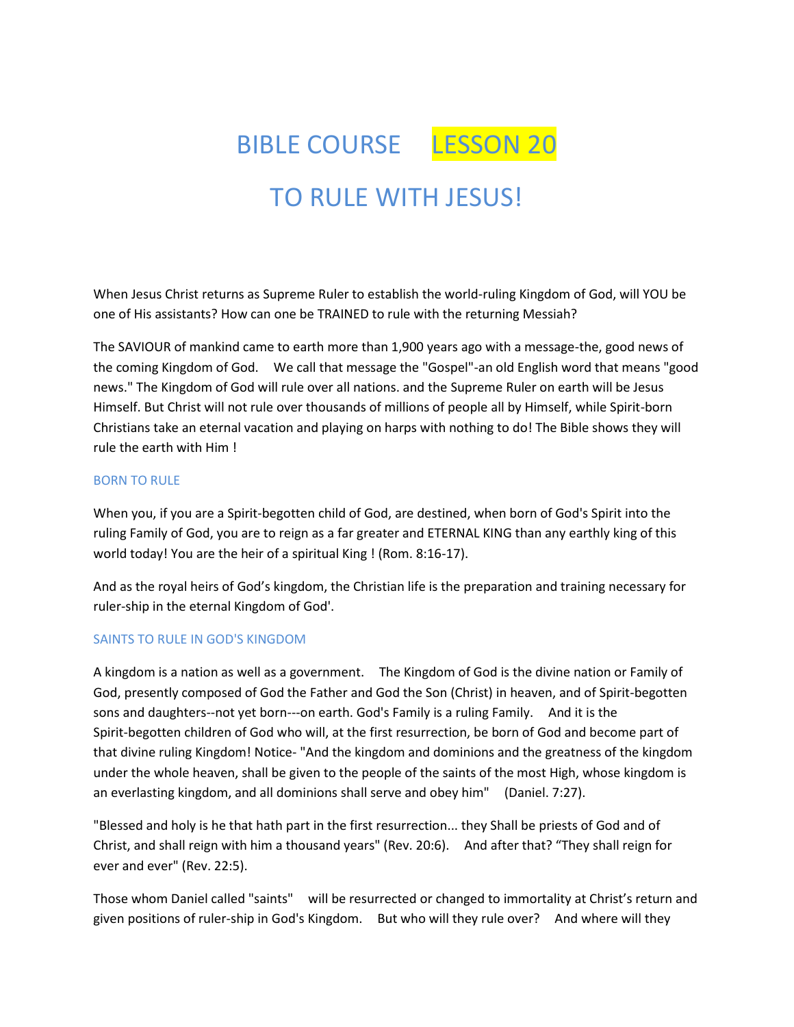# BIBLE COURSE LESSON 20

# TO RULE WITH JESUS!

When Jesus Christ returns as Supreme Ruler to establish the world-ruling Kingdom of God, will YOU be one of His assistants? How can one be TRAINED to rule with the returning Messiah?

The SAVIOUR of mankind came to earth more than 1,900 years ago with a message-the, good news of the coming Kingdom of God. We call that message the "Gospel"-an old English word that means "good news." The Kingdom of God will rule over all nations. and the Supreme Ruler on earth will be Jesus Himself. But Christ will not rule over thousands of millions of people all by Himself, while Spirit-born Christians take an eternal vacation and playing on harps with nothing to do! The Bible shows they will rule the earth with Him !

## BORN TO RULE

When you, if you are a Spirit-begotten child of God, are destined, when born of God's Spirit into the ruling Family of God, you are to reign as a far greater and ETERNAL KING than any earthly king of this world today! You are the heir of a spiritual King ! (Rom. 8:16-17).

And as the royal heirs of God's kingdom, the Christian life is the preparation and training necessary for ruler-ship in the eternal Kingdom of God'.

## SAINTS TO RULE IN GOD'S KINGDOM

A kingdom is a nation as well as a government. The Kingdom of God is the divine nation or Family of God, presently composed of God the Father and God the Son (Christ) in heaven, and of Spirit-begotten sons and daughters--not yet born---on earth. God's Family is a ruling Family. And it is the Spirit-begotten children of God who will, at the first resurrection, be born of God and become part of that divine ruling Kingdom! Notice- "And the kingdom and dominions and the greatness of the kingdom under the whole heaven, shall be given to the people of the saints of the most High, whose kingdom is an everlasting kingdom, and all dominions shall serve and obey him" (Daniel. 7:27).

"Blessed and holy is he that hath part in the first resurrection... they Shall be priests of God and of Christ, and shall reign with him a thousand years" (Rev. 20:6). And after that? "They shall reign for ever and ever" (Rev. 22:5).

Those whom Daniel called "saints" will be resurrected or changed to immortality at Christ's return and given positions of ruler-ship in God's Kingdom. But who will they rule over? And where will they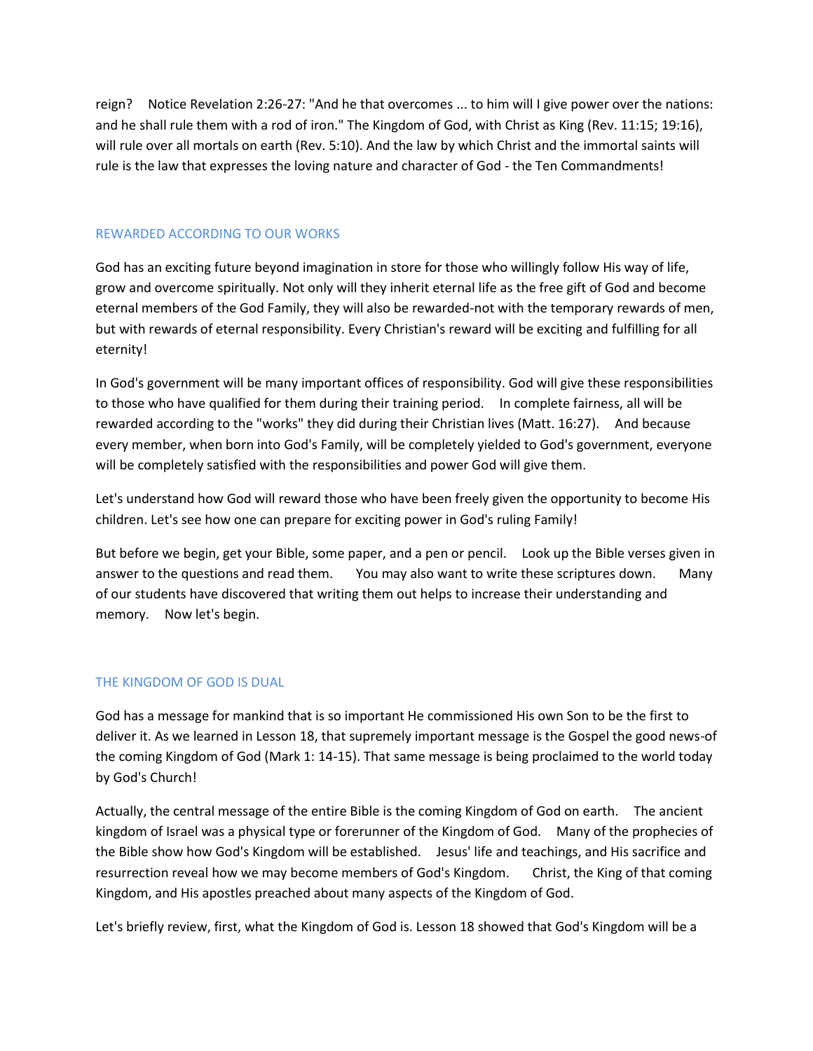reign? Notice Revelation 2:26-27: "And he that overcomes ... to him will I give power over the nations: and he shall rule them with a rod of iron." The Kingdom of God, with Christ as King (Rev. 11:15; 19:16), will rule over all mortals on earth (Rev. 5:10). And the law by which Christ and the immortal saints will rule is the law that expresses the loving nature and character of God - the Ten Commandments!

## REWARDED ACCORDING TO OUR WORKS

God has an exciting future beyond imagination in store for those who willingly follow His way of life, grow and overcome spiritually. Not only will they inherit eternal life as the free gift of God and become eternal members of the God Family, they will also be rewarded-not with the temporary rewards of men, but with rewards of eternal responsibility. Every Christian's reward will be exciting and fulfilling for all eternity!

In God's government will be many important offices of responsibility. God will give these responsibilities to those who have qualified for them during their training period. In complete fairness, all will be rewarded according to the "works" they did during their Christian lives (Matt. 16:27). And because every member, when born into God's Family, will be completely yielded to God's government, everyone will be completely satisfied with the responsibilities and power God will give them.

Let's understand how God will reward those who have been freely given the opportunity to become His children. Let's see how one can prepare for exciting power in God's ruling Family!

But before we begin, get your Bible, some paper, and a pen or pencil. Look up the Bible verses given in answer to the questions and read them. You may also want to write these scriptures down. Many of our students have discovered that writing them out helps to increase their understanding and memory. Now let's begin.

## THE KINGDOM OF GOD IS DUAL

God has a message for mankind that is so important He commissioned His own Son to be the first to deliver it. As we learned in Lesson 18, that supremely important message is the Gospel the good news-of the coming Kingdom of God (Mark 1: 14-15). That same message is being proclaimed to the world today by God's Church!

Actually, the central message of the entire Bible is the coming Kingdom of God on earth. The ancient kingdom of Israel was a physical type or forerunner of the Kingdom of God. Many of the prophecies of the Bible show how God's Kingdom will be established. Jesus' life and teachings, and His sacrifice and resurrection reveal how we may become members of God's Kingdom. Christ, the King of that coming Kingdom, and His apostles preached about many aspects of the Kingdom of God.

Let's briefly review, first, what the Kingdom of God is. Lesson 18 showed that God's Kingdom will be a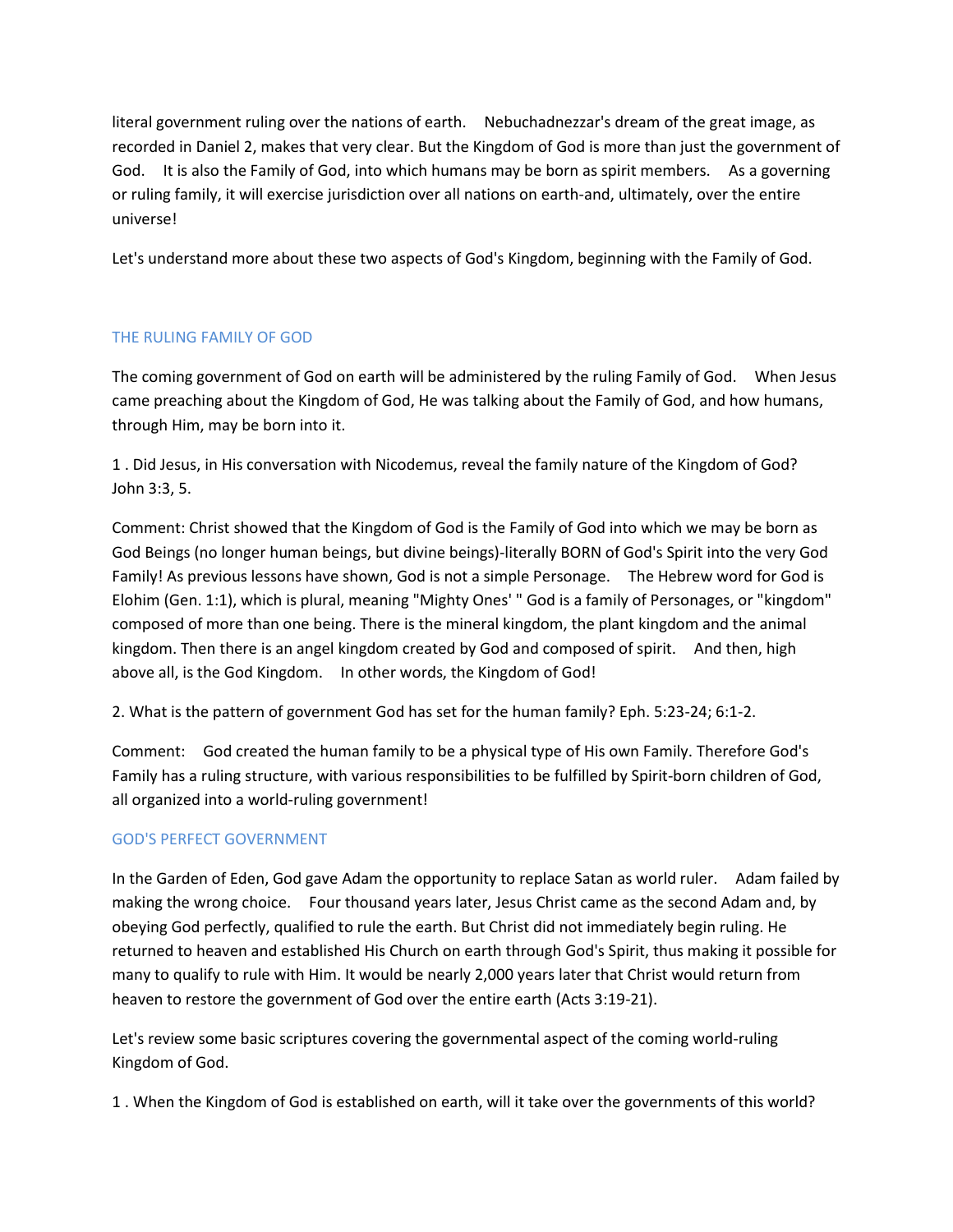literal government ruling over the nations of earth. Nebuchadnezzar's dream of the great image, as recorded in Daniel 2, makes that very clear. But the Kingdom of God is more than just the government of God. It is also the Family of God, into which humans may be born as spirit members. As a governing or ruling family, it will exercise jurisdiction over all nations on earth-and, ultimately, over the entire universe!

Let's understand more about these two aspects of God's Kingdom, beginning with the Family of God.

## THE RULING FAMILY OF GOD

The coming government of God on earth will be administered by the ruling Family of God. When Jesus came preaching about the Kingdom of God, He was talking about the Family of God, and how humans, through Him, may be born into it.

1 . Did Jesus, in His conversation with Nicodemus, reveal the family nature of the Kingdom of God? John 3:3, 5.

Comment: Christ showed that the Kingdom of God is the Family of God into which we may be born as God Beings (no longer human beings, but divine beings)-literally BORN of God's Spirit into the very God Family! As previous lessons have shown, God is not a simple Personage. The Hebrew word for God is Elohim (Gen. 1:1), which is plural, meaning "Mighty Ones' " God is a family of Personages, or "kingdom" composed of more than one being. There is the mineral kingdom, the plant kingdom and the animal kingdom. Then there is an angel kingdom created by God and composed of spirit. And then, high above all, is the God Kingdom. In other words, the Kingdom of God!

2. What is the pattern of government God has set for the human family? Eph. 5:23-24; 6:1-2.

Comment: God created the human family to be a physical type of His own Family. Therefore God's Family has a ruling structure, with various responsibilities to be fulfilled by Spirit-born children of God, all organized into a world-ruling government!

## GOD'S PERFECT GOVERNMENT

In the Garden of Eden, God gave Adam the opportunity to replace Satan as world ruler. Adam failed by making the wrong choice. Four thousand years later, Jesus Christ came as the second Adam and, by obeying God perfectly, qualified to rule the earth. But Christ did not immediately begin ruling. He returned to heaven and established His Church on earth through God's Spirit, thus making it possible for many to qualify to rule with Him. It would be nearly 2,000 years later that Christ would return from heaven to restore the government of God over the entire earth (Acts 3:19-21).

Let's review some basic scriptures covering the governmental aspect of the coming world-ruling Kingdom of God.

1 . When the Kingdom of God is established on earth, will it take over the governments of this world?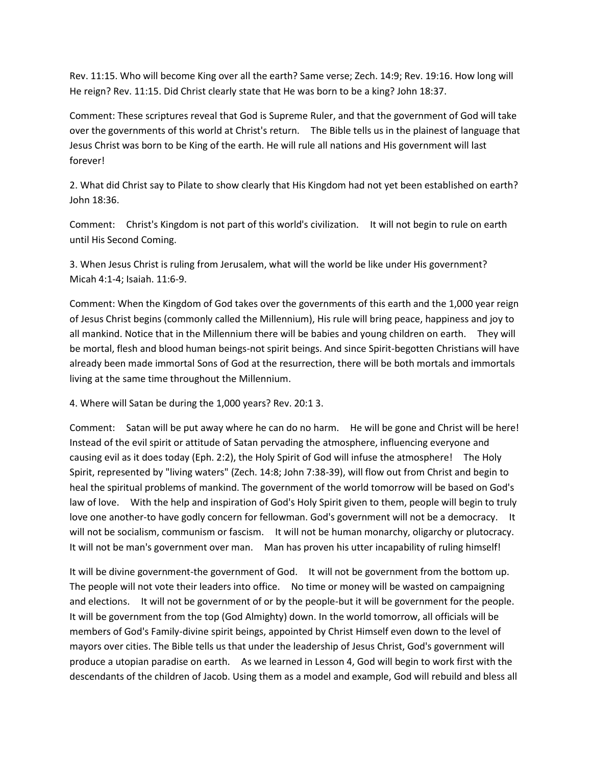Rev. 11:15. Who will become King over all the earth? Same verse; Zech. 14:9; Rev. 19:16. How long will He reign? Rev. 11:15. Did Christ clearly state that He was born to be a king? John 18:37.

Comment: These scriptures reveal that God is Supreme Ruler, and that the government of God will take over the governments of this world at Christ's return. The Bible tells us in the plainest of language that Jesus Christ was born to be King of the earth. He will rule all nations and His government will last forever!

2. What did Christ say to Pilate to show clearly that His Kingdom had not yet been established on earth? John 18:36.

Comment: Christ's Kingdom is not part of this world's civilization. It will not begin to rule on earth until His Second Coming.

3. When Jesus Christ is ruling from Jerusalem, what will the world be like under His government? Micah 4:1-4; Isaiah. 11:6-9.

Comment: When the Kingdom of God takes over the governments of this earth and the 1,000 year reign of Jesus Christ begins (commonly called the Millennium), His rule will bring peace, happiness and joy to all mankind. Notice that in the Millennium there will be babies and young children on earth. They will be mortal, flesh and blood human beings-not spirit beings. And since Spirit-begotten Christians will have already been made immortal Sons of God at the resurrection, there will be both mortals and immortals living at the same time throughout the Millennium.

4. Where will Satan be during the 1,000 years? Rev. 20:1 3.

Comment: Satan will be put away where he can do no harm. He will be gone and Christ will be here! Instead of the evil spirit or attitude of Satan pervading the atmosphere, influencing everyone and causing evil as it does today (Eph. 2:2), the Holy Spirit of God will infuse the atmosphere! The Holy Spirit, represented by "living waters" (Zech. 14:8; John 7:38-39), will flow out from Christ and begin to heal the spiritual problems of mankind. The government of the world tomorrow will be based on God's law of love. With the help and inspiration of God's Holy Spirit given to them, people will begin to truly love one another-to have godly concern for fellowman. God's government will not be a democracy. It will not be socialism, communism or fascism. It will not be human monarchy, oligarchy or plutocracy. It will not be man's government over man. Man has proven his utter incapability of ruling himself!

It will be divine government-the government of God. It will not be government from the bottom up. The people will not vote their leaders into office. No time or money will be wasted on campaigning and elections. It will not be government of or by the people-but it will be government for the people. It will be government from the top (God Almighty) down. In the world tomorrow, all officials will be members of God's Family-divine spirit beings, appointed by Christ Himself even down to the level of mayors over cities. The Bible tells us that under the leadership of Jesus Christ, God's government will produce a utopian paradise on earth. As we learned in Lesson 4, God will begin to work first with the descendants of the children of Jacob. Using them as a model and example, God will rebuild and bless all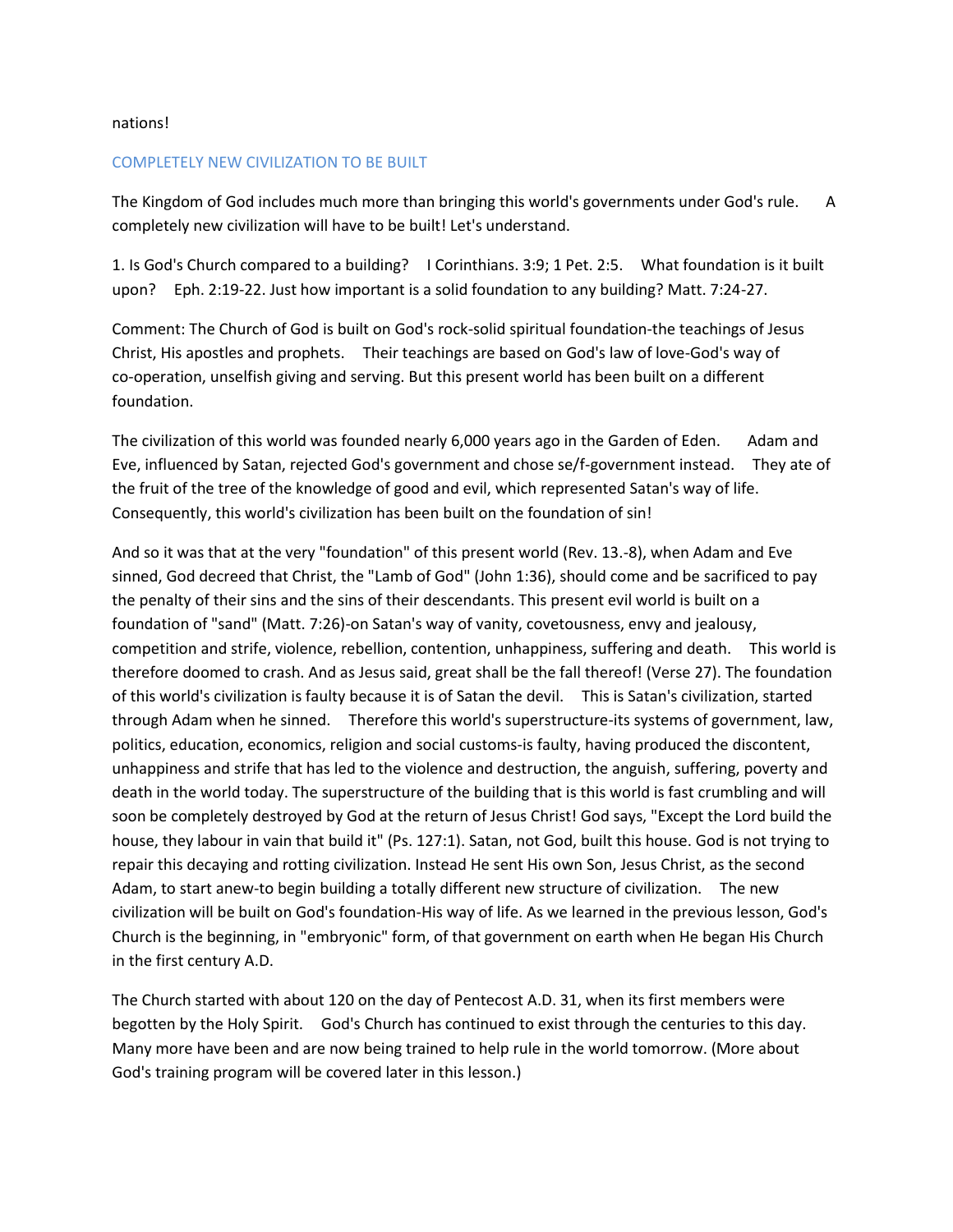nations!

## COMPLETELY NEW CIVILIZATION TO BE BUILT

The Kingdom of God includes much more than bringing this world's governments under God's rule. A completely new civilization will have to be built! Let's understand.

1. Is God's Church compared to a building? I Corinthians. 3:9; 1 Pet. 2:5. What foundation is it built upon? Eph. 2:19-22. Just how important is a solid foundation to any building? Matt. 7:24-27.

Comment: The Church of God is built on God's rock-solid spiritual foundation-the teachings of Jesus Christ, His apostles and prophets. Their teachings are based on God's law of love-God's way of co-operation, unselfish giving and serving. But this present world has been built on a different foundation.

The civilization of this world was founded nearly 6,000 years ago in the Garden of Eden. Adam and Eve, influenced by Satan, rejected God's government and chose se/f-government instead. They ate of the fruit of the tree of the knowledge of good and evil, which represented Satan's way of life. Consequently, this world's civilization has been built on the foundation of sin!

And so it was that at the very "foundation" of this present world (Rev. 13.-8), when Adam and Eve sinned, God decreed that Christ, the "Lamb of God" (John 1:36), should come and be sacrificed to pay the penalty of their sins and the sins of their descendants. This present evil world is built on a foundation of "sand" (Matt. 7:26)-on Satan's way of vanity, covetousness, envy and jealousy, competition and strife, violence, rebellion, contention, unhappiness, suffering and death. This world is therefore doomed to crash. And as Jesus said, great shall be the fall thereof! (Verse 27). The foundation of this world's civilization is faulty because it is of Satan the devil. This is Satan's civilization, started through Adam when he sinned. Therefore this world's superstructure-its systems of government, law, politics, education, economics, religion and social customs-is faulty, having produced the discontent, unhappiness and strife that has led to the violence and destruction, the anguish, suffering, poverty and death in the world today. The superstructure of the building that is this world is fast crumbling and will soon be completely destroyed by God at the return of Jesus Christ! God says, "Except the Lord build the house, they labour in vain that build it" (Ps. 127:1). Satan, not God, built this house. God is not trying to repair this decaying and rotting civilization. Instead He sent His own Son, Jesus Christ, as the second Adam, to start anew-to begin building a totally different new structure of civilization. The new civilization will be built on God's foundation-His way of life. As we learned in the previous lesson, God's Church is the beginning, in "embryonic" form, of that government on earth when He began His Church in the first century A.D.

The Church started with about 120 on the day of Pentecost A.D. 31, when its first members were begotten by the Holy Spirit. God's Church has continued to exist through the centuries to this day. Many more have been and are now being trained to help rule in the world tomorrow. (More about God's training program will be covered later in this lesson.)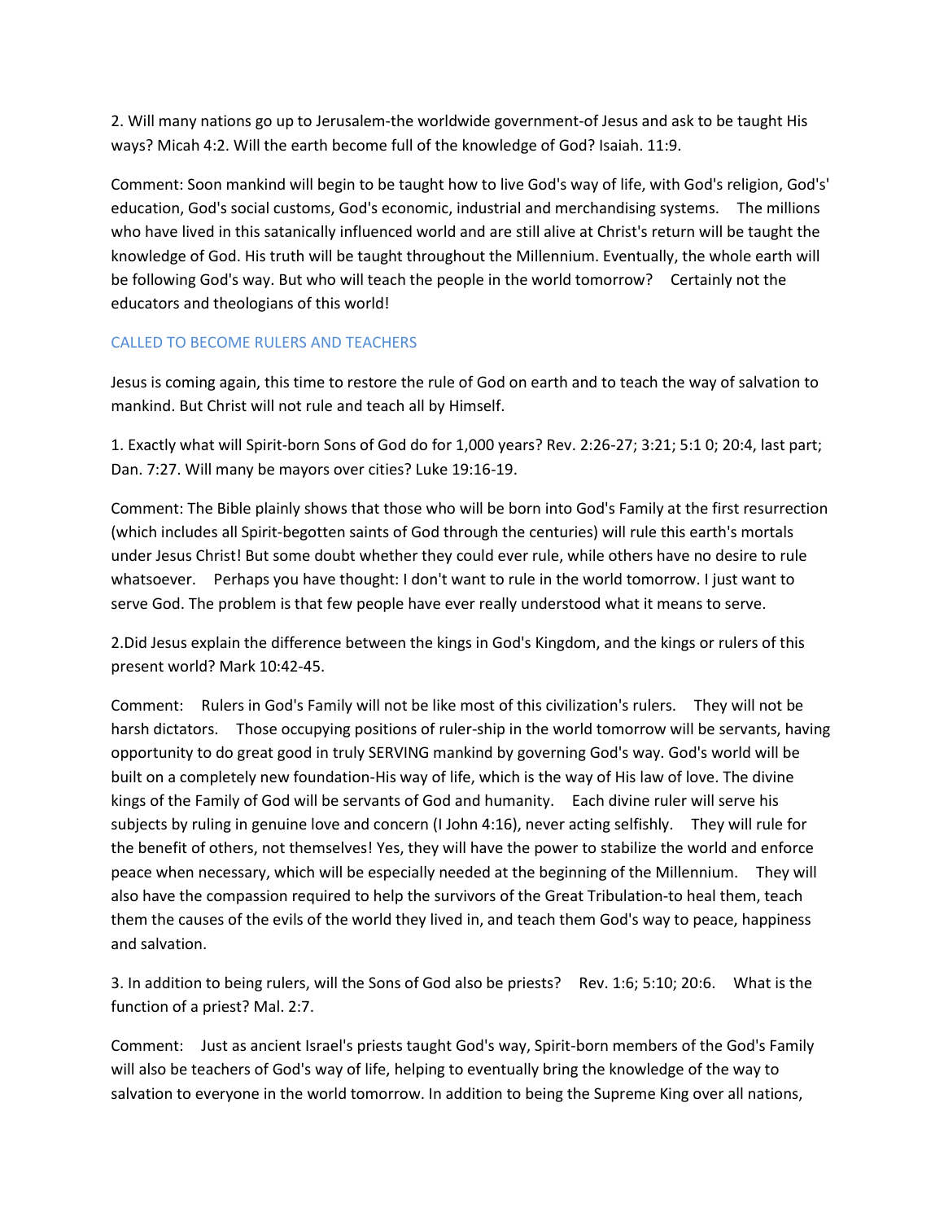2. Will many nations go up to Jerusalem-the worldwide government-of Jesus and ask to be taught His ways? Micah 4:2. Will the earth become full of the knowledge of God? Isaiah. 11:9.

Comment: Soon mankind will begin to be taught how to live God's way of life, with God's religion, God's' education, God's social customs, God's economic, industrial and merchandising systems. The millions who have lived in this satanically influenced world and are still alive at Christ's return will be taught the knowledge of God. His truth will be taught throughout the Millennium. Eventually, the whole earth will be following God's way. But who will teach the people in the world tomorrow? Certainly not the educators and theologians of this world!

## CALLED TO BECOME RULERS AND TEACHERS

Jesus is coming again, this time to restore the rule of God on earth and to teach the way of salvation to mankind. But Christ will not rule and teach all by Himself.

1. Exactly what will Spirit-born Sons of God do for 1,000 years? Rev. 2:26-27; 3:21; 5:1 0; 20:4, last part; Dan. 7:27. Will many be mayors over cities? Luke 19:16-19.

Comment: The Bible plainly shows that those who will be born into God's Family at the first resurrection (which includes all Spirit-begotten saints of God through the centuries) will rule this earth's mortals under Jesus Christ! But some doubt whether they could ever rule, while others have no desire to rule whatsoever. Perhaps you have thought: I don't want to rule in the world tomorrow. I just want to serve God. The problem is that few people have ever really understood what it means to serve.

2.Did Jesus explain the difference between the kings in God's Kingdom, and the kings or rulers of this present world? Mark 10:42-45.

Comment: Rulers in God's Family will not be like most of this civilization's rulers. They will not be harsh dictators. Those occupying positions of ruler-ship in the world tomorrow will be servants, having opportunity to do great good in truly SERVING mankind by governing God's way. God's world will be built on a completely new foundation-His way of life, which is the way of His law of love. The divine kings of the Family of God will be servants of God and humanity. Each divine ruler will serve his subjects by ruling in genuine love and concern (I John 4:16), never acting selfishly. They will rule for the benefit of others, not themselves! Yes, they will have the power to stabilize the world and enforce peace when necessary, which will be especially needed at the beginning of the Millennium. They will also have the compassion required to help the survivors of the Great Tribulation-to heal them, teach them the causes of the evils of the world they lived in, and teach them God's way to peace, happiness and salvation.

3. In addition to being rulers, will the Sons of God also be priests? Rev. 1:6; 5:10; 20:6. What is the function of a priest? Mal. 2:7.

Comment: Just as ancient Israel's priests taught God's way, Spirit-born members of the God's Family will also be teachers of God's way of life, helping to eventually bring the knowledge of the way to salvation to everyone in the world tomorrow. In addition to being the Supreme King over all nations,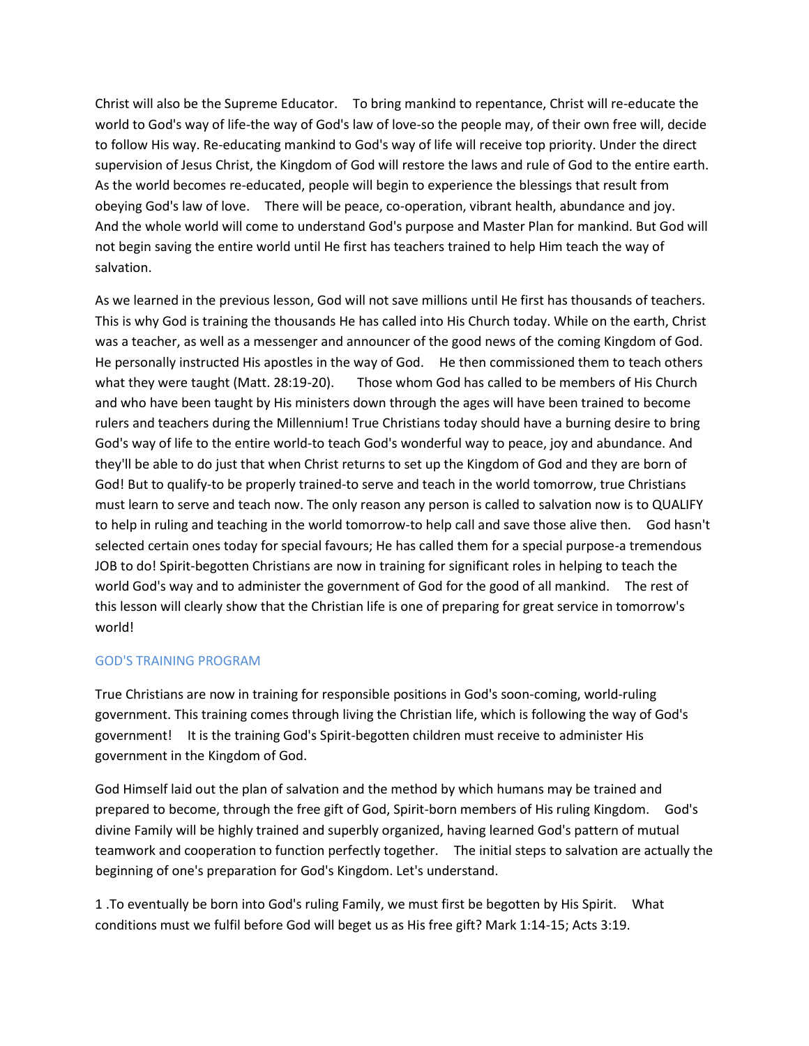Christ will also be the Supreme Educator. To bring mankind to repentance, Christ will re-educate the world to God's way of life-the way of God's law of love-so the people may, of their own free will, decide to follow His way. Re-educating mankind to God's way of life will receive top priority. Under the direct supervision of Jesus Christ, the Kingdom of God will restore the laws and rule of God to the entire earth. As the world becomes re-educated, people will begin to experience the blessings that result from obeying God's law of love. There will be peace, co-operation, vibrant health, abundance and joy. And the whole world will come to understand God's purpose and Master Plan for mankind. But God will not begin saving the entire world until He first has teachers trained to help Him teach the way of salvation.

As we learned in the previous lesson, God will not save millions until He first has thousands of teachers. This is why God is training the thousands He has called into His Church today. While on the earth, Christ was a teacher, as well as a messenger and announcer of the good news of the coming Kingdom of God. He personally instructed His apostles in the way of God. He then commissioned them to teach others what they were taught (Matt. 28:19-20). Those whom God has called to be members of His Church and who have been taught by His ministers down through the ages will have been trained to become rulers and teachers during the Millennium! True Christians today should have a burning desire to bring God's way of life to the entire world-to teach God's wonderful way to peace, joy and abundance. And they'll be able to do just that when Christ returns to set up the Kingdom of God and they are born of God! But to qualify-to be properly trained-to serve and teach in the world tomorrow, true Christians must learn to serve and teach now. The only reason any person is called to salvation now is to QUALIFY to help in ruling and teaching in the world tomorrow-to help call and save those alive then. God hasn't selected certain ones today for special favours; He has called them for a special purpose-a tremendous JOB to do! Spirit-begotten Christians are now in training for significant roles in helping to teach the world God's way and to administer the government of God for the good of all mankind. The rest of this lesson will clearly show that the Christian life is one of preparing for great service in tomorrow's world!

## GOD'S TRAINING PROGRAM

True Christians are now in training for responsible positions in God's soon-coming, world-ruling government. This training comes through living the Christian life, which is following the way of God's government! It is the training God's Spirit-begotten children must receive to administer His government in the Kingdom of God.

God Himself laid out the plan of salvation and the method by which humans may be trained and prepared to become, through the free gift of God, Spirit-born members of His ruling Kingdom. God's divine Family will be highly trained and superbly organized, having learned God's pattern of mutual teamwork and cooperation to function perfectly together. The initial steps to salvation are actually the beginning of one's preparation for God's Kingdom. Let's understand.

1 .To eventually be born into God's ruling Family, we must first be begotten by His Spirit. What conditions must we fulfil before God will beget us as His free gift? Mark 1:14-15; Acts 3:19.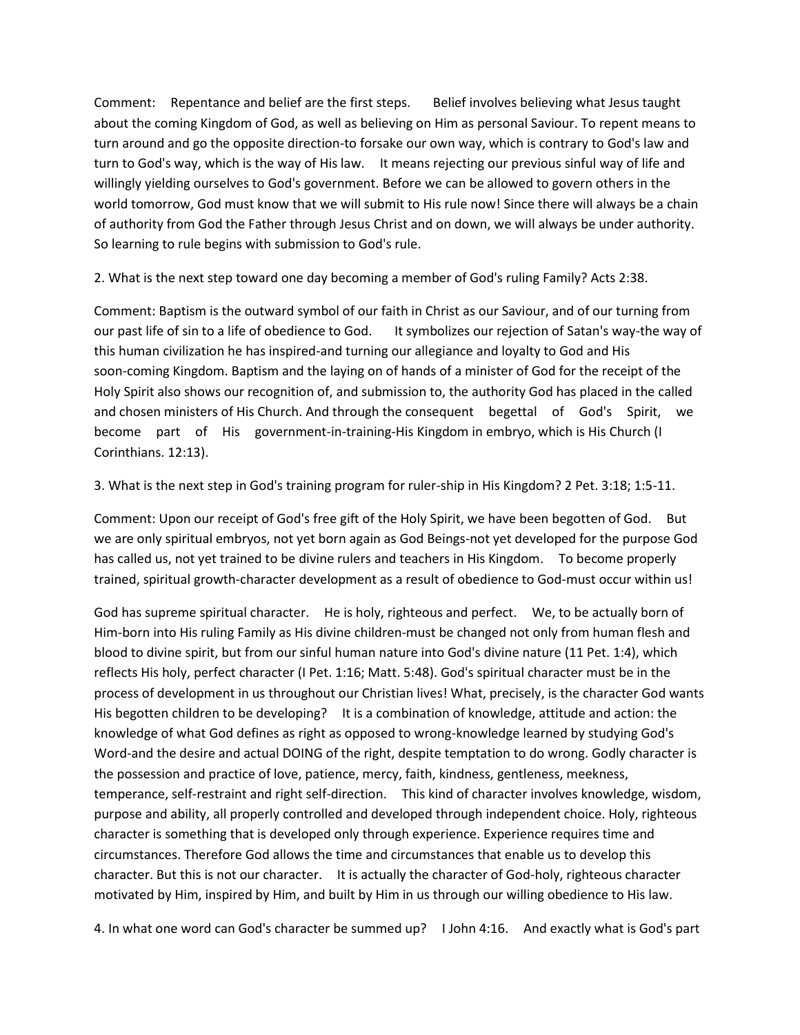Comment: Repentance and belief are the first steps. Belief involves believing what Jesus taught about the coming Kingdom of God, as well as believing on Him as personal Saviour. To repent means to turn around and go the opposite direction-to forsake our own way, which is contrary to God's law and turn to God's way, which is the way of His law. It means rejecting our previous sinful way of life and willingly yielding ourselves to God's government. Before we can be allowed to govern others in the world tomorrow, God must know that we will submit to His rule now! Since there will always be a chain of authority from God the Father through Jesus Christ and on down, we will always be under authority. So learning to rule begins with submission to God's rule.

2. What is the next step toward one day becoming a member of God's ruling Family? Acts 2:38.

Comment: Baptism is the outward symbol of our faith in Christ as our Saviour, and of our turning from our past life of sin to a life of obedience to God. It symbolizes our rejection of Satan's way-the way of this human civilization he has inspired-and turning our allegiance and loyalty to God and His soon-coming Kingdom. Baptism and the laying on of hands of a minister of God for the receipt of the Holy Spirit also shows our recognition of, and submission to, the authority God has placed in the called and chosen ministers of His Church. And through the consequent begettal of God's Spirit, we become part of His government-in-training-His Kingdom in embryo, which is His Church (I Corinthians. 12:13).

3. What is the next step in God's training program for ruler-ship in His Kingdom? 2 Pet. 3:18; 1:5-11.

Comment: Upon our receipt of God's free gift of the Holy Spirit, we have been begotten of God. But we are only spiritual embryos, not yet born again as God Beings-not yet developed for the purpose God has called us, not yet trained to be divine rulers and teachers in His Kingdom. To become properly trained, spiritual growth-character development as a result of obedience to God-must occur within us!

God has supreme spiritual character. He is holy, righteous and perfect. We, to be actually born of Him-born into His ruling Family as His divine children-must be changed not only from human flesh and blood to divine spirit, but from our sinful human nature into God's divine nature (11 Pet. 1:4), which reflects His holy, perfect character (I Pet. 1:16; Matt. 5:48). God's spiritual character must be in the process of development in us throughout our Christian lives! What, precisely, is the character God wants His begotten children to be developing? It is a combination of knowledge, attitude and action: the knowledge of what God defines as right as opposed to wrong-knowledge learned by studying God's Word-and the desire and actual DOING of the right, despite temptation to do wrong. Godly character is the possession and practice of love, patience, mercy, faith, kindness, gentleness, meekness, temperance, self-restraint and right self-direction. This kind of character involves knowledge, wisdom, purpose and ability, all properly controlled and developed through independent choice. Holy, righteous character is something that is developed only through experience. Experience requires time and circumstances. Therefore God allows the time and circumstances that enable us to develop this character. But this is not our character. It is actually the character of God-holy, righteous character motivated by Him, inspired by Him, and built by Him in us through our willing obedience to His law.

4. In what one word can God's character be summed up? I John 4:16. And exactly what is God's part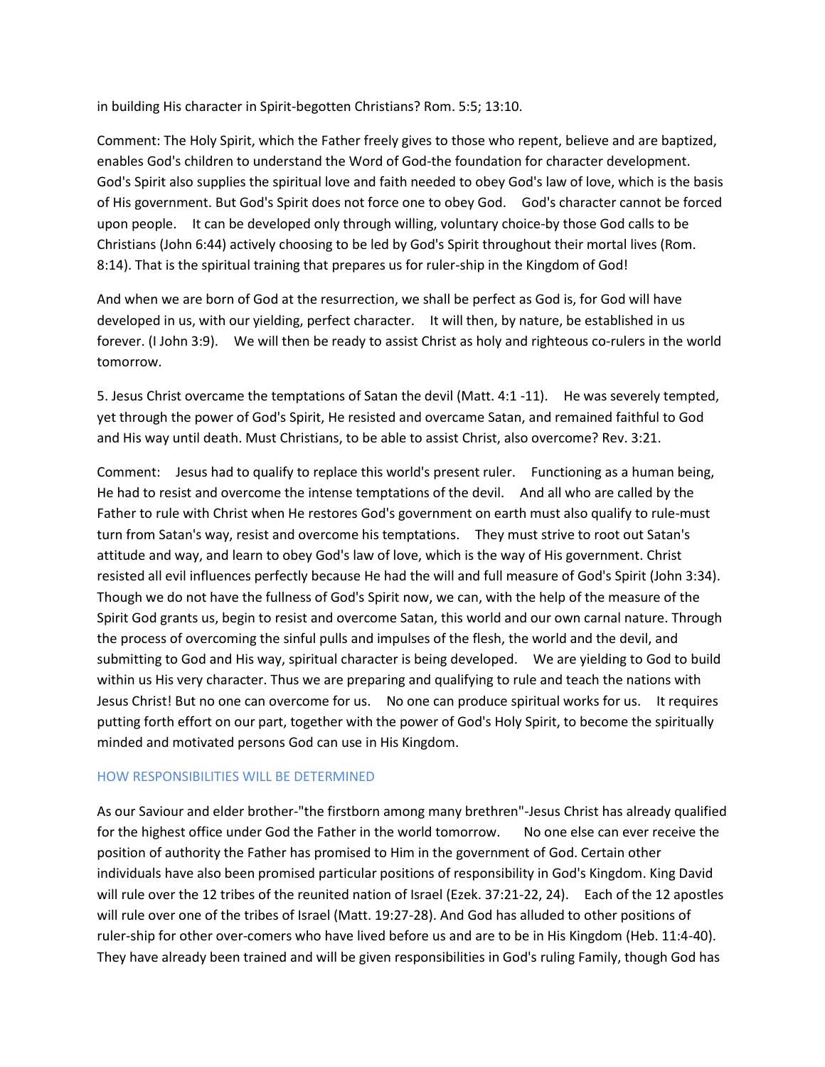in building His character in Spirit-begotten Christians? Rom. 5:5; 13:10.

Comment: The Holy Spirit, which the Father freely gives to those who repent, believe and are baptized, enables God's children to understand the Word of God-the foundation for character development. God's Spirit also supplies the spiritual love and faith needed to obey God's law of love, which is the basis of His government. But God's Spirit does not force one to obey God. God's character cannot be forced upon people. It can be developed only through willing, voluntary choice-by those God calls to be Christians (John 6:44) actively choosing to be led by God's Spirit throughout their mortal lives (Rom. 8:14). That is the spiritual training that prepares us for ruler-ship in the Kingdom of God!

And when we are born of God at the resurrection, we shall be perfect as God is, for God will have developed in us, with our yielding, perfect character. It will then, by nature, be established in us forever. (I John 3:9). We will then be ready to assist Christ as holy and righteous co-rulers in the world tomorrow.

5. Jesus Christ overcame the temptations of Satan the devil (Matt. 4:1 -11). He was severely tempted, yet through the power of God's Spirit, He resisted and overcame Satan, and remained faithful to God and His way until death. Must Christians, to be able to assist Christ, also overcome? Rev. 3:21.

Comment: Jesus had to qualify to replace this world's present ruler. Functioning as a human being, He had to resist and overcome the intense temptations of the devil. And all who are called by the Father to rule with Christ when He restores God's government on earth must also qualify to rule-must turn from Satan's way, resist and overcome his temptations. They must strive to root out Satan's attitude and way, and learn to obey God's law of love, which is the way of His government. Christ resisted all evil influences perfectly because He had the will and full measure of God's Spirit (John 3:34). Though we do not have the fullness of God's Spirit now, we can, with the help of the measure of the Spirit God grants us, begin to resist and overcome Satan, this world and our own carnal nature. Through the process of overcoming the sinful pulls and impulses of the flesh, the world and the devil, and submitting to God and His way, spiritual character is being developed. We are yielding to God to build within us His very character. Thus we are preparing and qualifying to rule and teach the nations with Jesus Christ! But no one can overcome for us. No one can produce spiritual works for us. It requires putting forth effort on our part, together with the power of God's Holy Spirit, to become the spiritually minded and motivated persons God can use in His Kingdom.

## HOW RESPONSIBILITIES WILL BE DETERMINED

As our Saviour and elder brother-"the firstborn among many brethren"-Jesus Christ has already qualified for the highest office under God the Father in the world tomorrow. No one else can ever receive the position of authority the Father has promised to Him in the government of God. Certain other individuals have also been promised particular positions of responsibility in God's Kingdom. King David will rule over the 12 tribes of the reunited nation of Israel (Ezek. 37:21-22, 24). Each of the 12 apostles will rule over one of the tribes of Israel (Matt. 19:27-28). And God has alluded to other positions of ruler-ship for other over-comers who have lived before us and are to be in His Kingdom (Heb. 11:4-40). They have already been trained and will be given responsibilities in God's ruling Family, though God has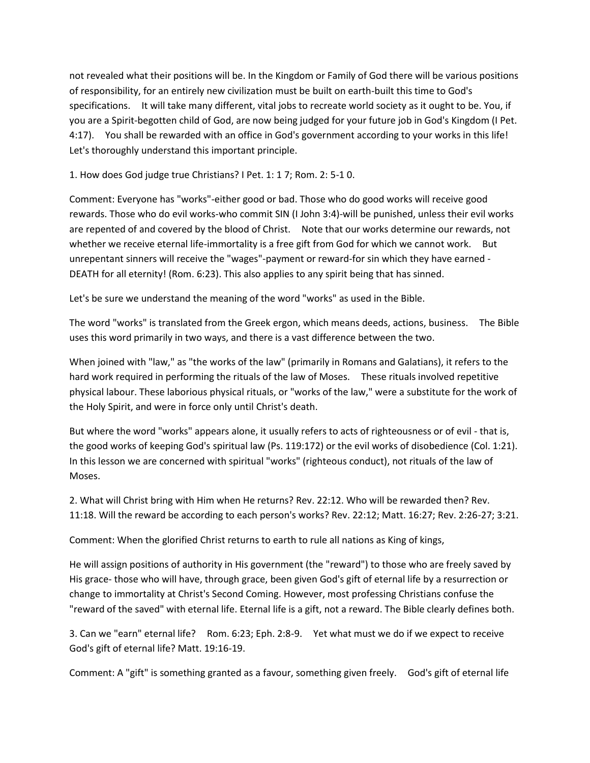not revealed what their positions will be. In the Kingdom or Family of God there will be various positions of responsibility, for an entirely new civilization must be built on earth-built this time to God's specifications. It will take many different, vital jobs to recreate world society as it ought to be. You, if you are a Spirit-begotten child of God, are now being judged for your future job in God's Kingdom (I Pet. 4:17). You shall be rewarded with an office in God's government according to your works in this life! Let's thoroughly understand this important principle.

1. How does God judge true Christians? I Pet. 1: 1 7; Rom. 2: 5-1 0.

Comment: Everyone has "works"-either good or bad. Those who do good works will receive good rewards. Those who do evil works-who commit SIN (I John 3:4)-will be punished, unless their evil works are repented of and covered by the blood of Christ. Note that our works determine our rewards, not whether we receive eternal life-immortality is a free gift from God for which we cannot work. But unrepentant sinners will receive the "wages"-payment or reward-for sin which they have earned - DEATH for all eternity! (Rom. 6:23). This also applies to any spirit being that has sinned.

Let's be sure we understand the meaning of the word "works" as used in the Bible.

The word "works" is translated from the Greek ergon, which means deeds, actions, business. The Bible uses this word primarily in two ways, and there is a vast difference between the two.

When joined with "law," as "the works of the law" (primarily in Romans and Galatians), it refers to the hard work required in performing the rituals of the law of Moses. These rituals involved repetitive physical labour. These laborious physical rituals, or "works of the law," were a substitute for the work of the Holy Spirit, and were in force only until Christ's death.

But where the word "works" appears alone, it usually refers to acts of righteousness or of evil - that is, the good works of keeping God's spiritual law (Ps. 119:172) or the evil works of disobedience (Col. 1:21). In this lesson we are concerned with spiritual "works" (righteous conduct), not rituals of the law of Moses.

2. What will Christ bring with Him when He returns? Rev. 22:12. Who will be rewarded then? Rev. 11:18. Will the reward be according to each person's works? Rev. 22:12; Matt. 16:27; Rev. 2:26-27; 3:21.

Comment: When the glorified Christ returns to earth to rule all nations as King of kings,

He will assign positions of authority in His government (the "reward") to those who are freely saved by His grace- those who will have, through grace, been given God's gift of eternal life by a resurrection or change to immortality at Christ's Second Coming. However, most professing Christians confuse the "reward of the saved" with eternal life. Eternal life is a gift, not a reward. The Bible clearly defines both.

3. Can we "earn" eternal life? Rom. 6:23; Eph. 2:8-9. Yet what must we do if we expect to receive God's gift of eternal life? Matt. 19:16-19.

Comment: A "gift" is something granted as a favour, something given freely. God's gift of eternal life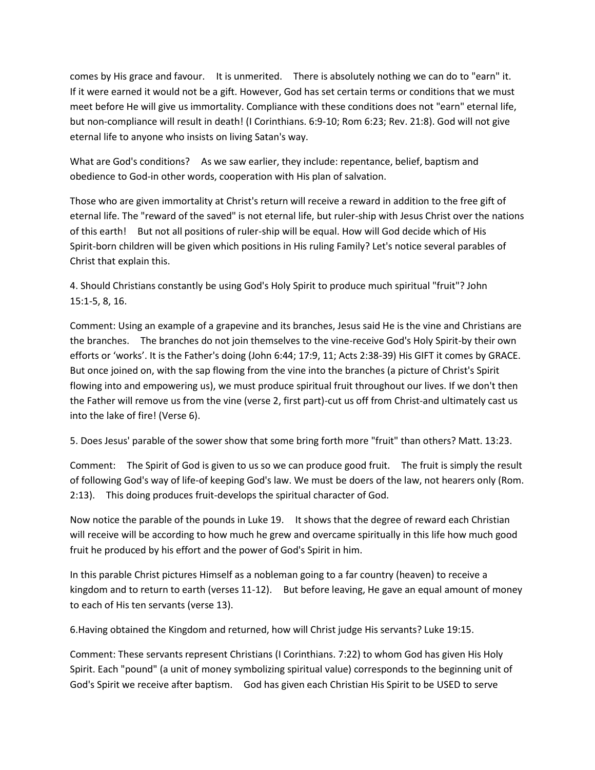comes by His grace and favour. It is unmerited. There is absolutely nothing we can do to "earn" it. If it were earned it would not be a gift. However, God has set certain terms or conditions that we must meet before He will give us immortality. Compliance with these conditions does not "earn" eternal life, but non-compliance will result in death! (I Corinthians. 6:9-10; Rom 6:23; Rev. 21:8). God will not give eternal life to anyone who insists on living Satan's way.

What are God's conditions? As we saw earlier, they include: repentance, belief, baptism and obedience to God-in other words, cooperation with His plan of salvation.

Those who are given immortality at Christ's return will receive a reward in addition to the free gift of eternal life. The "reward of the saved" is not eternal life, but ruler-ship with Jesus Christ over the nations of this earth! But not all positions of ruler-ship will be equal. How will God decide which of His Spirit-born children will be given which positions in His ruling Family? Let's notice several parables of Christ that explain this.

4. Should Christians constantly be using God's Holy Spirit to produce much spiritual "fruit"? John 15:1-5, 8, 16.

Comment: Using an example of a grapevine and its branches, Jesus said He is the vine and Christians are the branches. The branches do not join themselves to the vine-receive God's Holy Spirit-by their own efforts or 'works'. It is the Father's doing (John 6:44; 17:9, 11; Acts 2:38-39) His GIFT it comes by GRACE. But once joined on, with the sap flowing from the vine into the branches (a picture of Christ's Spirit flowing into and empowering us), we must produce spiritual fruit throughout our lives. If we don't then the Father will remove us from the vine (verse 2, first part)-cut us off from Christ-and ultimately cast us into the lake of fire! (Verse 6).

5. Does Jesus' parable of the sower show that some bring forth more "fruit" than others? Matt. 13:23.

Comment: The Spirit of God is given to us so we can produce good fruit. The fruit is simply the result of following God's way of life-of keeping God's law. We must be doers of the law, not hearers only (Rom. 2:13). This doing produces fruit-develops the spiritual character of God.

Now notice the parable of the pounds in Luke 19. It shows that the degree of reward each Christian will receive will be according to how much he grew and overcame spiritually in this life how much good fruit he produced by his effort and the power of God's Spirit in him.

In this parable Christ pictures Himself as a nobleman going to a far country (heaven) to receive a kingdom and to return to earth (verses 11-12). But before leaving, He gave an equal amount of money to each of His ten servants (verse 13).

6.Having obtained the Kingdom and returned, how will Christ judge His servants? Luke 19:15.

Comment: These servants represent Christians (I Corinthians. 7:22) to whom God has given His Holy Spirit. Each "pound" (a unit of money symbolizing spiritual value) corresponds to the beginning unit of God's Spirit we receive after baptism. God has given each Christian His Spirit to be USED to serve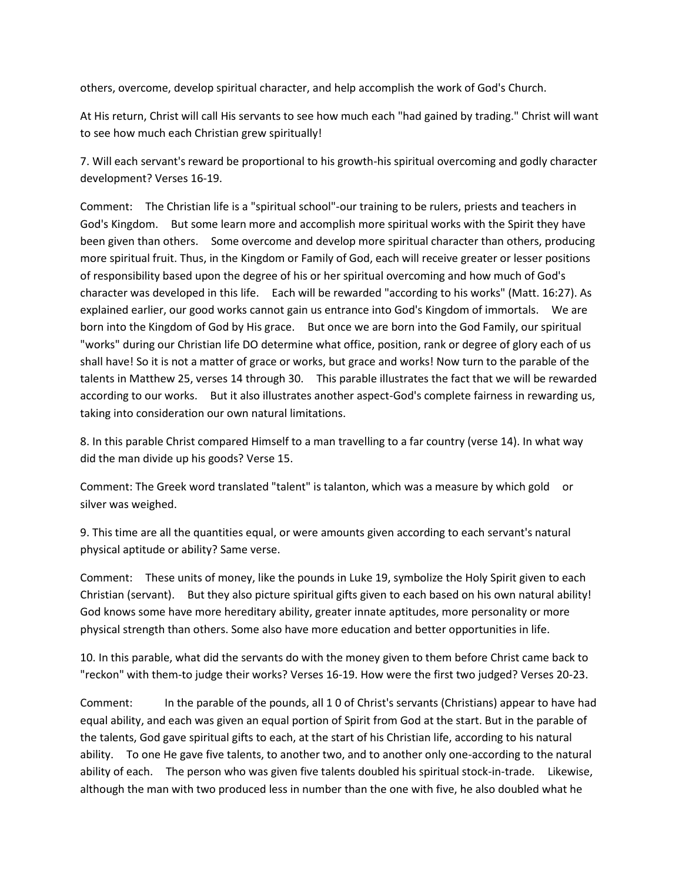others, overcome, develop spiritual character, and help accomplish the work of God's Church.

At His return, Christ will call His servants to see how much each "had gained by trading." Christ will want to see how much each Christian grew spiritually!

7. Will each servant's reward be proportional to his growth-his spiritual overcoming and godly character development? Verses 16-19.

Comment: The Christian life is a "spiritual school"-our training to be rulers, priests and teachers in God's Kingdom. But some learn more and accomplish more spiritual works with the Spirit they have been given than others. Some overcome and develop more spiritual character than others, producing more spiritual fruit. Thus, in the Kingdom or Family of God, each will receive greater or lesser positions of responsibility based upon the degree of his or her spiritual overcoming and how much of God's character was developed in this life. Each will be rewarded "according to his works" (Matt. 16:27). As explained earlier, our good works cannot gain us entrance into God's Kingdom of immortals. We are born into the Kingdom of God by His grace. But once we are born into the God Family, our spiritual "works" during our Christian life DO determine what office, position, rank or degree of glory each of us shall have! So it is not a matter of grace or works, but grace and works! Now turn to the parable of the talents in Matthew 25, verses 14 through 30. This parable illustrates the fact that we will be rewarded according to our works. But it also illustrates another aspect-God's complete fairness in rewarding us, taking into consideration our own natural limitations.

8. In this parable Christ compared Himself to a man travelling to a far country (verse 14). In what way did the man divide up his goods? Verse 15.

Comment: The Greek word translated "talent" is talanton, which was a measure by which gold or silver was weighed.

9. This time are all the quantities equal, or were amounts given according to each servant's natural physical aptitude or ability? Same verse.

Comment: These units of money, like the pounds in Luke 19, symbolize the Holy Spirit given to each Christian (servant). But they also picture spiritual gifts given to each based on his own natural ability! God knows some have more hereditary ability, greater innate aptitudes, more personality or more physical strength than others. Some also have more education and better opportunities in life.

10. In this parable, what did the servants do with the money given to them before Christ came back to "reckon" with them-to judge their works? Verses 16-19. How were the first two judged? Verses 20-23.

Comment: In the parable of the pounds, all 1 0 of Christ's servants (Christians) appear to have had equal ability, and each was given an equal portion of Spirit from God at the start. But in the parable of the talents, God gave spiritual gifts to each, at the start of his Christian life, according to his natural ability. To one He gave five talents, to another two, and to another only one-according to the natural ability of each. The person who was given five talents doubled his spiritual stock-in-trade. Likewise, although the man with two produced less in number than the one with five, he also doubled what he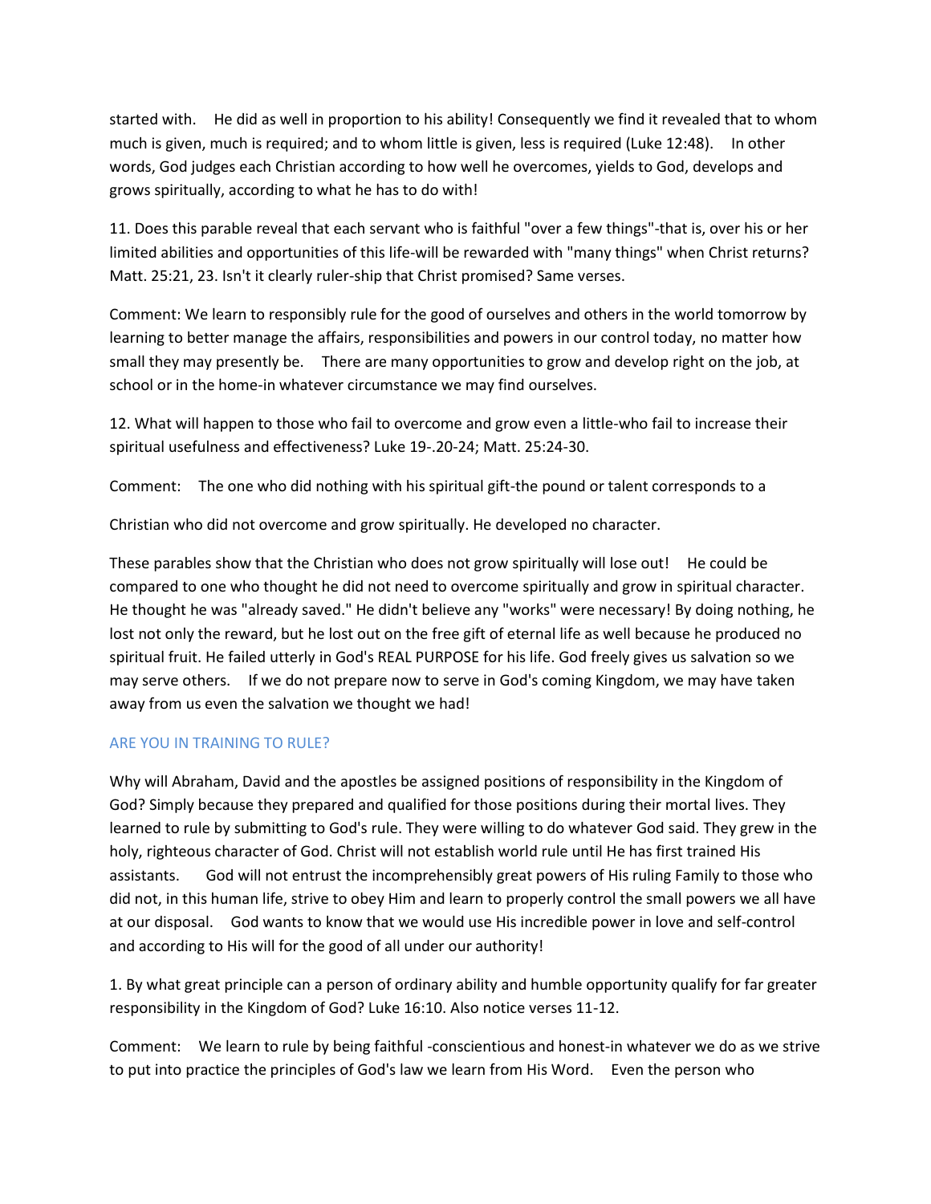started with. He did as well in proportion to his ability! Consequently we find it revealed that to whom much is given, much is required; and to whom little is given, less is required (Luke 12:48). In other words, God judges each Christian according to how well he overcomes, yields to God, develops and grows spiritually, according to what he has to do with!

11. Does this parable reveal that each servant who is faithful "over a few things"-that is, over his or her limited abilities and opportunities of this life-will be rewarded with "many things" when Christ returns? Matt. 25:21, 23. Isn't it clearly ruler-ship that Christ promised? Same verses.

Comment: We learn to responsibly rule for the good of ourselves and others in the world tomorrow by learning to better manage the affairs, responsibilities and powers in our control today, no matter how small they may presently be. There are many opportunities to grow and develop right on the job, at school or in the home-in whatever circumstance we may find ourselves.

12. What will happen to those who fail to overcome and grow even a little-who fail to increase their spiritual usefulness and effectiveness? Luke 19-.20-24; Matt. 25:24-30.

Comment: The one who did nothing with his spiritual gift-the pound or talent corresponds to a

Christian who did not overcome and grow spiritually. He developed no character.

These parables show that the Christian who does not grow spiritually will lose out! He could be compared to one who thought he did not need to overcome spiritually and grow in spiritual character. He thought he was "already saved." He didn't believe any "works" were necessary! By doing nothing, he lost not only the reward, but he lost out on the free gift of eternal life as well because he produced no spiritual fruit. He failed utterly in God's REAL PURPOSE for his life. God freely gives us salvation so we may serve others. If we do not prepare now to serve in God's coming Kingdom, we may have taken away from us even the salvation we thought we had!

## ARE YOU IN TRAINING TO RULE?

Why will Abraham, David and the apostles be assigned positions of responsibility in the Kingdom of God? Simply because they prepared and qualified for those positions during their mortal lives. They learned to rule by submitting to God's rule. They were willing to do whatever God said. They grew in the holy, righteous character of God. Christ will not establish world rule until He has first trained His assistants. God will not entrust the incomprehensibly great powers of His ruling Family to those who did not, in this human life, strive to obey Him and learn to properly control the small powers we all have at our disposal. God wants to know that we would use His incredible power in love and self-control and according to His will for the good of all under our authority!

1. By what great principle can a person of ordinary ability and humble opportunity qualify for far greater responsibility in the Kingdom of God? Luke 16:10. Also notice verses 11-12.

Comment: We learn to rule by being faithful -conscientious and honest-in whatever we do as we strive to put into practice the principles of God's law we learn from His Word. Even the person who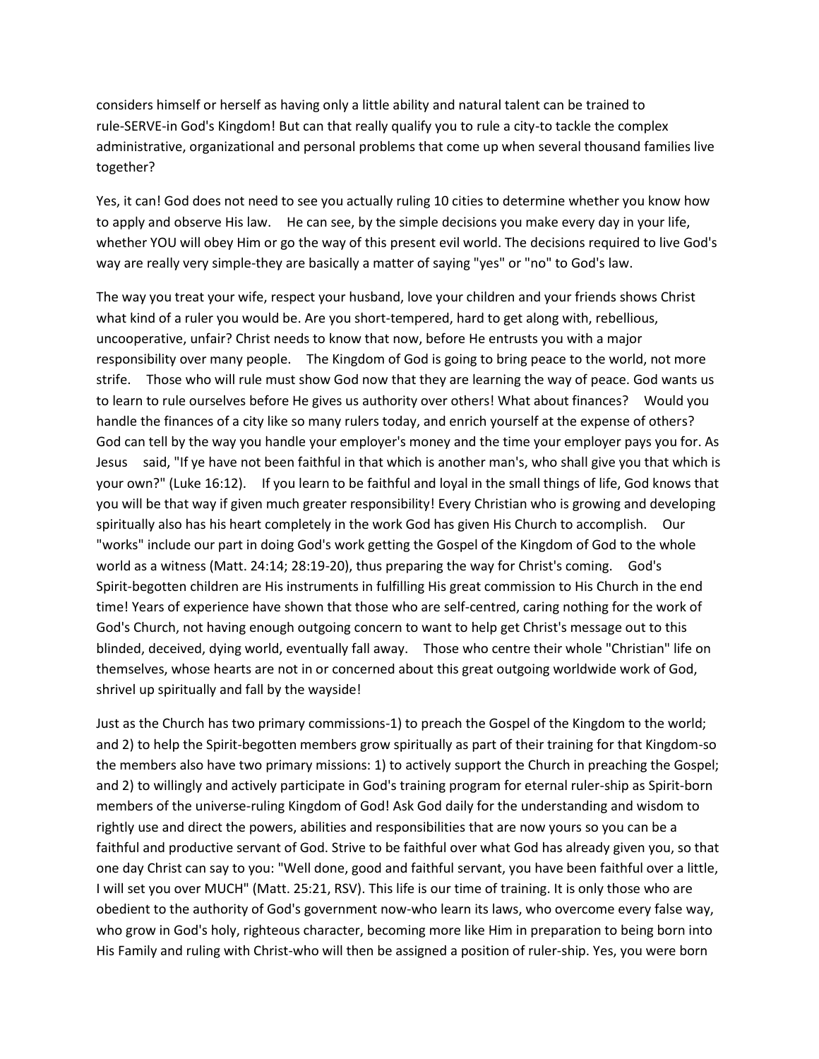considers himself or herself as having only a little ability and natural talent can be trained to rule-SERVE-in God's Kingdom! But can that really qualify you to rule a city-to tackle the complex administrative, organizational and personal problems that come up when several thousand families live together?

Yes, it can! God does not need to see you actually ruling 10 cities to determine whether you know how to apply and observe His law. He can see, by the simple decisions you make every day in your life, whether YOU will obey Him or go the way of this present evil world. The decisions required to live God's way are really very simple-they are basically a matter of saying "yes" or "no" to God's law.

The way you treat your wife, respect your husband, love your children and your friends shows Christ what kind of a ruler you would be. Are you short-tempered, hard to get along with, rebellious, uncooperative, unfair? Christ needs to know that now, before He entrusts you with a major responsibility over many people. The Kingdom of God is going to bring peace to the world, not more strife. Those who will rule must show God now that they are learning the way of peace. God wants us to learn to rule ourselves before He gives us authority over others! What about finances? Would you handle the finances of a city like so many rulers today, and enrich yourself at the expense of others? God can tell by the way you handle your employer's money and the time your employer pays you for. As Jesus said, "If ye have not been faithful in that which is another man's, who shall give you that which is your own?" (Luke 16:12). If you learn to be faithful and loyal in the small things of life, God knows that you will be that way if given much greater responsibility! Every Christian who is growing and developing spiritually also has his heart completely in the work God has given His Church to accomplish. Our "works" include our part in doing God's work getting the Gospel of the Kingdom of God to the whole world as a witness (Matt. 24:14; 28:19-20), thus preparing the way for Christ's coming. God's Spirit-begotten children are His instruments in fulfilling His great commission to His Church in the end time! Years of experience have shown that those who are self-centred, caring nothing for the work of God's Church, not having enough outgoing concern to want to help get Christ's message out to this blinded, deceived, dying world, eventually fall away. Those who centre their whole "Christian" life on themselves, whose hearts are not in or concerned about this great outgoing worldwide work of God, shrivel up spiritually and fall by the wayside!

Just as the Church has two primary commissions-1) to preach the Gospel of the Kingdom to the world; and 2) to help the Spirit-begotten members grow spiritually as part of their training for that Kingdom-so the members also have two primary missions: 1) to actively support the Church in preaching the Gospel; and 2) to willingly and actively participate in God's training program for eternal ruler-ship as Spirit-born members of the universe-ruling Kingdom of God! Ask God daily for the understanding and wisdom to rightly use and direct the powers, abilities and responsibilities that are now yours so you can be a faithful and productive servant of God. Strive to be faithful over what God has already given you, so that one day Christ can say to you: "Well done, good and faithful servant, you have been faithful over a little, I will set you over MUCH" (Matt. 25:21, RSV). This life is our time of training. It is only those who are obedient to the authority of God's government now-who learn its laws, who overcome every false way, who grow in God's holy, righteous character, becoming more like Him in preparation to being born into His Family and ruling with Christ-who will then be assigned a position of ruler-ship. Yes, you were born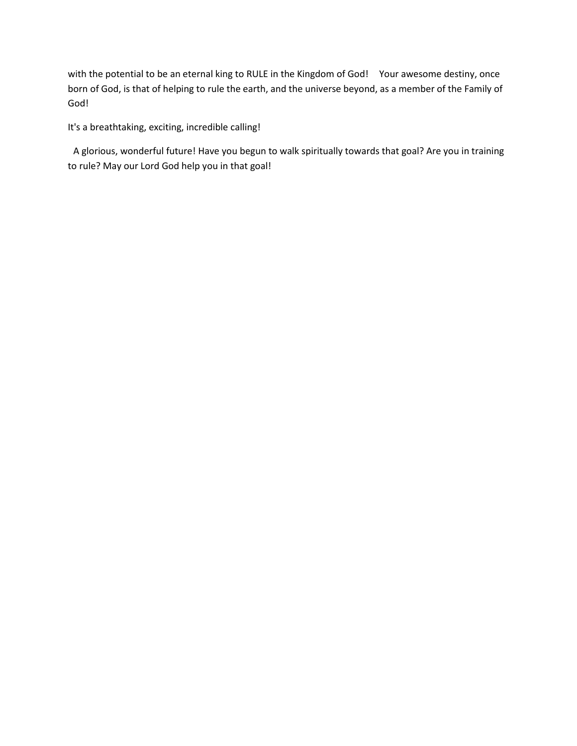with the potential to be an eternal king to RULE in the Kingdom of God! Your awesome destiny, once born of God, is that of helping to rule the earth, and the universe beyond, as a member of the Family of God!

It's a breathtaking, exciting, incredible calling!

A glorious, wonderful future! Have you begun to walk spiritually towards that goal? Are you in training to rule? May our Lord God help you in that goal!